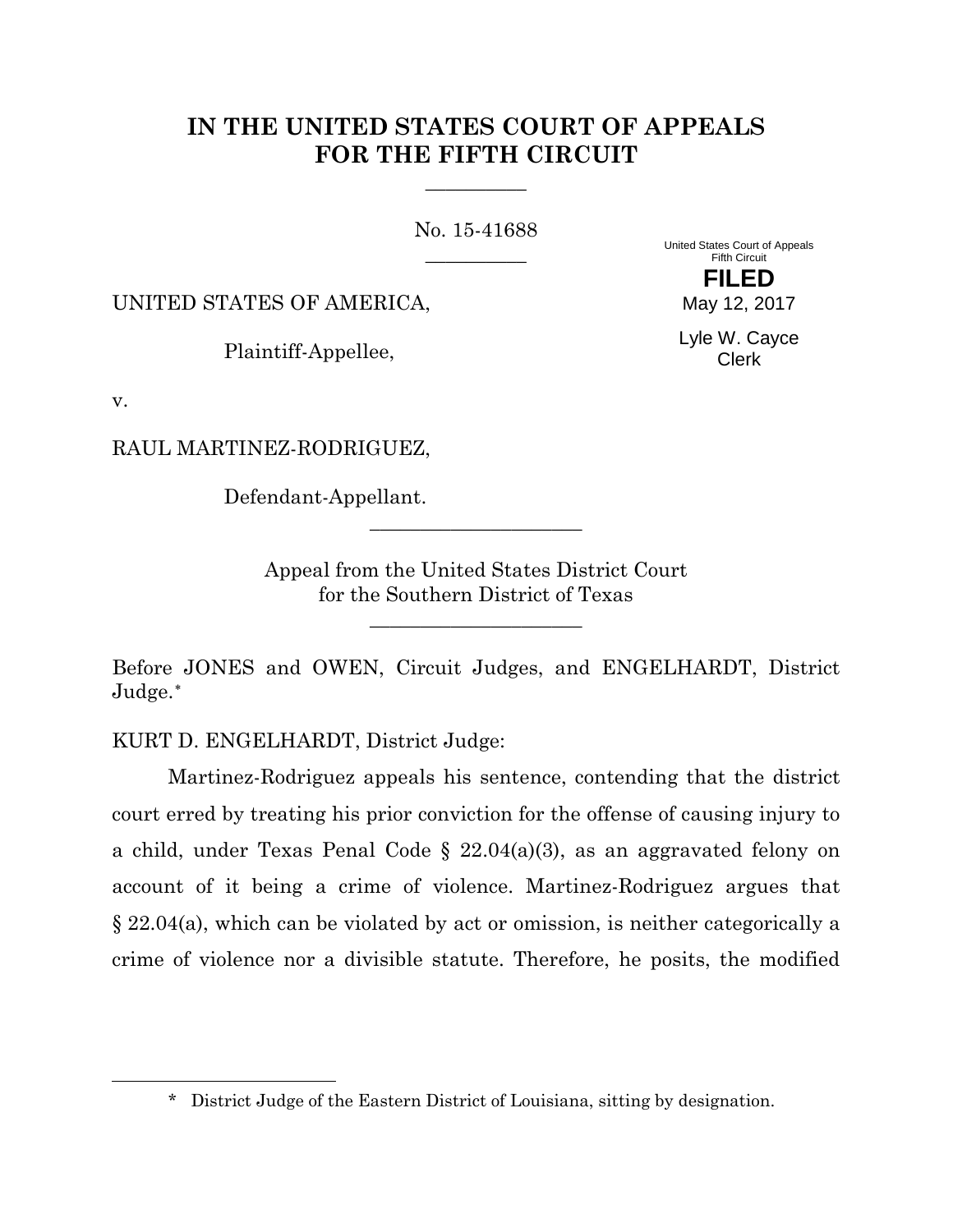# IN THE UNITED STATES COURT OF APPEALS FOR THE FIFTH CIRCUIT

No. 15-41688

United States Court of Appeals
Fifth Circuit

**FILED**
May 12, 2017

Lyle W. Cayce
Clerk

UNITED STATES OF AMERICA,

Plaintiff-Appellee,

v.

RAUL MARTINEZ-RODRIGUEZ,

Defendant-Appellant.

Appeal from the United States District Court for the Southern District of Texas

Before JONES and OWEN, Circuit Judges, and ENGELHARDT, District Judge.*

KURT D. ENGELHARDT, District Judge:

Martinez-Rodriguez appeals his sentence, contending that the district court erred by treating his prior conviction for the offense of causing injury to a child, under Texas Penal Code § 22.04(a)(3), as an aggravated felony on account of it being a crime of violence. Martinez-Rodriguez argues that § 22.04(a), which can be violated by act or omission, is neither categorically a crime of violence nor a divisible statute. Therefore, he posits, the modified

---

* District Judge of the Eastern District of Louisiana, sitting by designation.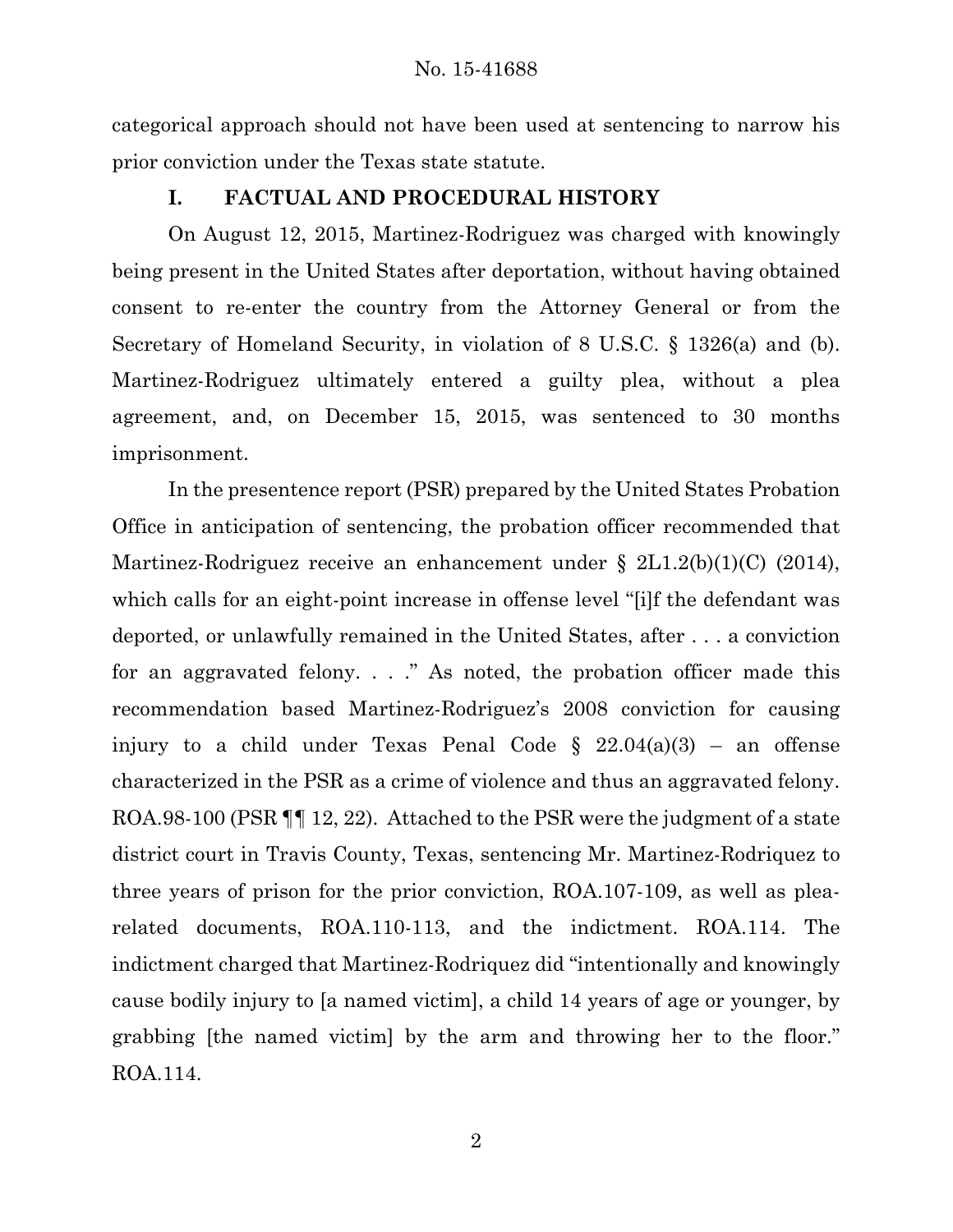categorical approach should not have been used at sentencing to narrow his prior conviction under the Texas state statute.

## I. FACTUAL AND PROCEDURAL HISTORY

On August 12, 2015, Martinez-Rodriguez was charged with knowingly being present in the United States after deportation, without having obtained consent to re-enter the country from the Attorney General or from the Secretary of Homeland Security, in violation of 8 U.S.C. § 1326(a) and (b). Martinez-Rodriguez ultimately entered a guilty plea, without a plea agreement, and, on December 15, 2015, was sentenced to 30 months imprisonment.

In the presentence report (PSR) prepared by the United States Probation Office in anticipation of sentencing, the probation officer recommended that Martinez-Rodriguez receive an enhancement under § 2L1.2(b)(1)(C) (2014), which calls for an eight-point increase in offense level "[i]f the defendant was deported, or unlawfully remained in the United States, after . . . a conviction for an aggravated felony. . . ." As noted, the probation officer made this recommendation based Martinez-Rodriguez's 2008 conviction for causing injury to a child under Texas Penal Code § 22.04(a)(3) – an offense characterized in the PSR as a crime of violence and thus an aggravated felony. ROA.98-100 (PSR ¶¶ 12, 22). Attached to the PSR were the judgment of a state district court in Travis County, Texas, sentencing Mr. Martinez-Rodriquez to three years of prison for the prior conviction, ROA.107-109, as well as plea-related documents, ROA.110-113, and the indictment. ROA.114. The indictment charged that Martinez-Rodriquez did "intentionally and knowingly cause bodily injury to [a named victim], a child 14 years of age or younger, by grabbing [the named victim] by the arm and throwing her to the floor." ROA.114.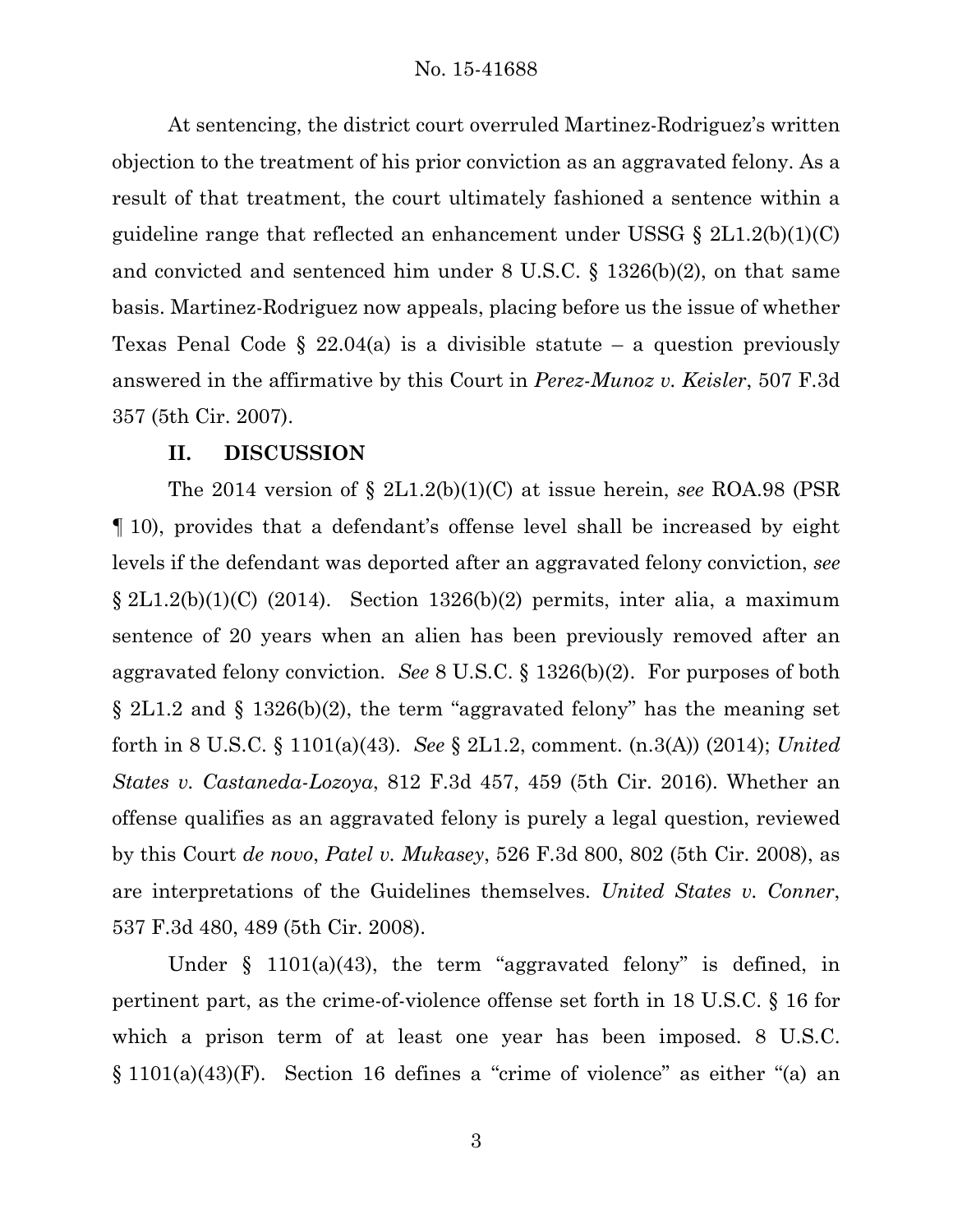At sentencing, the district court overruled Martinez-Rodriguez's written objection to the treatment of his prior conviction as an aggravated felony. As a result of that treatment, the court ultimately fashioned a sentence within a guideline range that reflected an enhancement under USSG § 2L1.2(b)(1)(C) and convicted and sentenced him under 8 U.S.C. § 1326(b)(2), on that same basis. Martinez-Rodriguez now appeals, placing before us the issue of whether Texas Penal Code § 22.04(a) is a divisible statute – a question previously answered in the affirmative by this Court in *Perez-Munoz v. Keisler*, 507 F.3d 357 (5th Cir. 2007).

## II. DISCUSSION

The 2014 version of § 2L1.2(b)(1)(C) at issue herein, *see* ROA.98 (PSR ¶ 10), provides that a defendant's offense level shall be increased by eight levels if the defendant was deported after an aggravated felony conviction, *see* § 2L1.2(b)(1)(C) (2014). Section 1326(b)(2) permits, inter alia, a maximum sentence of 20 years when an alien has been previously removed after an aggravated felony conviction. *See* 8 U.S.C. § 1326(b)(2). For purposes of both § 2L1.2 and § 1326(b)(2), the term "aggravated felony" has the meaning set forth in 8 U.S.C. § 1101(a)(43). *See* § 2L1.2, comment. (n.3(A)) (2014); *United States v. Castaneda-Lozoya*, 812 F.3d 457, 459 (5th Cir. 2016). Whether an offense qualifies as an aggravated felony is purely a legal question, reviewed by this Court *de novo*, *Patel v. Mukasey*, 526 F.3d 800, 802 (5th Cir. 2008), as are interpretations of the Guidelines themselves. *United States v. Conner*, 537 F.3d 480, 489 (5th Cir. 2008).

Under § 1101(a)(43), the term "aggravated felony" is defined, in pertinent part, as the crime-of-violence offense set forth in 18 U.S.C. § 16 for which a prison term of at least one year has been imposed. 8 U.S.C. § 1101(a)(43)(F). Section 16 defines a "crime of violence" as either "(a) an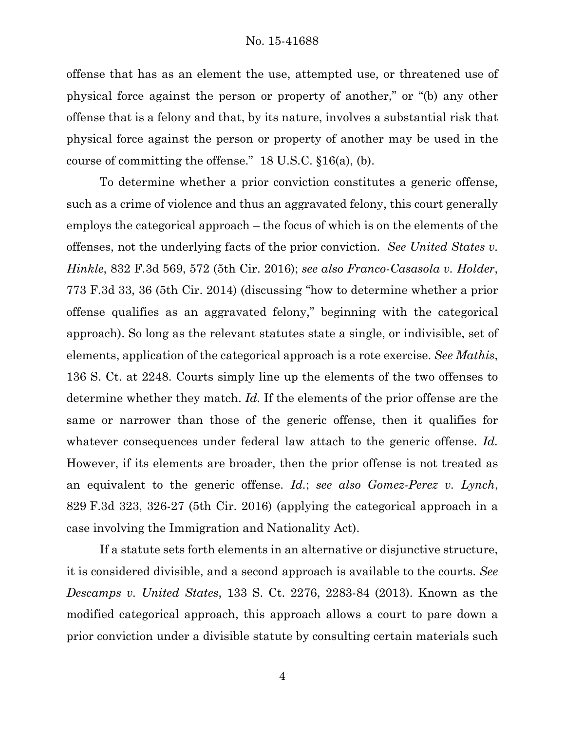offense that has as an element the use, attempted use, or threatened use of physical force against the person or property of another," or "(b) any other offense that is a felony and that, by its nature, involves a substantial risk that physical force against the person or property of another may be used in the course of committing the offense." 18 U.S.C. §16(a), (b).

To determine whether a prior conviction constitutes a generic offense, such as a crime of violence and thus an aggravated felony, this court generally employs the categorical approach – the focus of which is on the elements of the offenses, not the underlying facts of the prior conviction. *See United States v. Hinkle*, 832 F.3d 569, 572 (5th Cir. 2016); *see also Franco-Casasola v. Holder*, 773 F.3d 33, 36 (5th Cir. 2014) (discussing "how to determine whether a prior offense qualifies as an aggravated felony," beginning with the categorical approach). So long as the relevant statutes state a single, or indivisible, set of elements, application of the categorical approach is a rote exercise. *See Mathis*, 136 S. Ct. at 2248. Courts simply line up the elements of the two offenses to determine whether they match. *Id.* If the elements of the prior offense are the same or narrower than those of the generic offense, then it qualifies for whatever consequences under federal law attach to the generic offense. *Id.* However, if its elements are broader, then the prior offense is not treated as an equivalent to the generic offense. *Id.*; *see also Gomez-Perez v. Lynch*, 829 F.3d 323, 326-27 (5th Cir. 2016) (applying the categorical approach in a case involving the Immigration and Nationality Act).

If a statute sets forth elements in an alternative or disjunctive structure, it is considered divisible, and a second approach is available to the courts. *See Descamps v. United States*, 133 S. Ct. 2276, 2283-84 (2013). Known as the modified categorical approach, this approach allows a court to pare down a prior conviction under a divisible statute by consulting certain materials such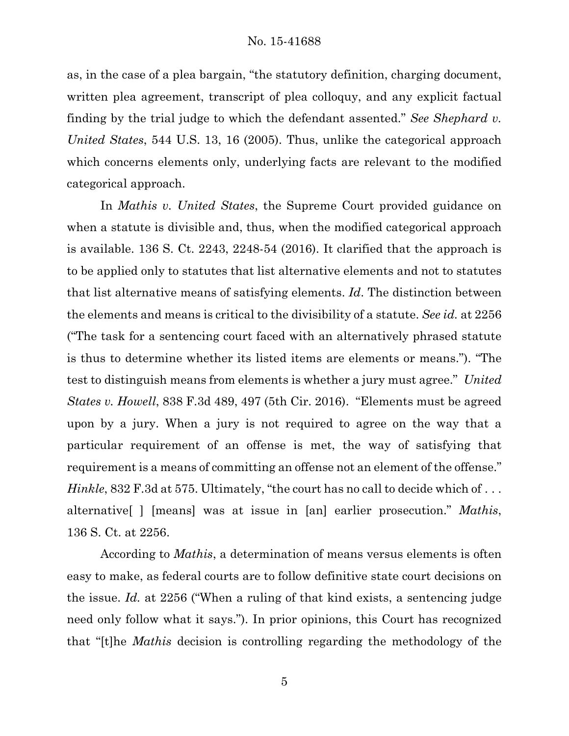as, in the case of a plea bargain, "the statutory definition, charging document, written plea agreement, transcript of plea colloquy, and any explicit factual finding by the trial judge to which the defendant assented." *See Shephard v. United States*, 544 U.S. 13, 16 (2005). Thus, unlike the categorical approach which concerns elements only, underlying facts are relevant to the modified categorical approach.

In *Mathis v. United States*, the Supreme Court provided guidance on when a statute is divisible and, thus, when the modified categorical approach is available. 136 S. Ct. 2243, 2248-54 (2016). It clarified that the approach is to be applied only to statutes that list alternative elements and not to statutes that list alternative means of satisfying elements. *Id*. The distinction between the elements and means is critical to the divisibility of a statute. *See id.* at 2256 ("The task for a sentencing court faced with an alternatively phrased statute is thus to determine whether its listed items are elements or means."). "The test to distinguish means from elements is whether a jury must agree." *United States v. Howell*, 838 F.3d 489, 497 (5th Cir. 2016). "Elements must be agreed upon by a jury. When a jury is not required to agree on the way that a particular requirement of an offense is met, the way of satisfying that requirement is a means of committing an offense not an element of the offense." *Hinkle*, 832 F.3d at 575. Ultimately, "the court has no call to decide which of . . . alternative[ ] [means] was at issue in [an] earlier prosecution." *Mathis*, 136 S. Ct. at 2256.

According to *Mathis*, a determination of means versus elements is often easy to make, as federal courts are to follow definitive state court decisions on the issue. *Id.* at 2256 ("When a ruling of that kind exists, a sentencing judge need only follow what it says."). In prior opinions, this Court has recognized that "[t]he *Mathis* decision is controlling regarding the methodology of the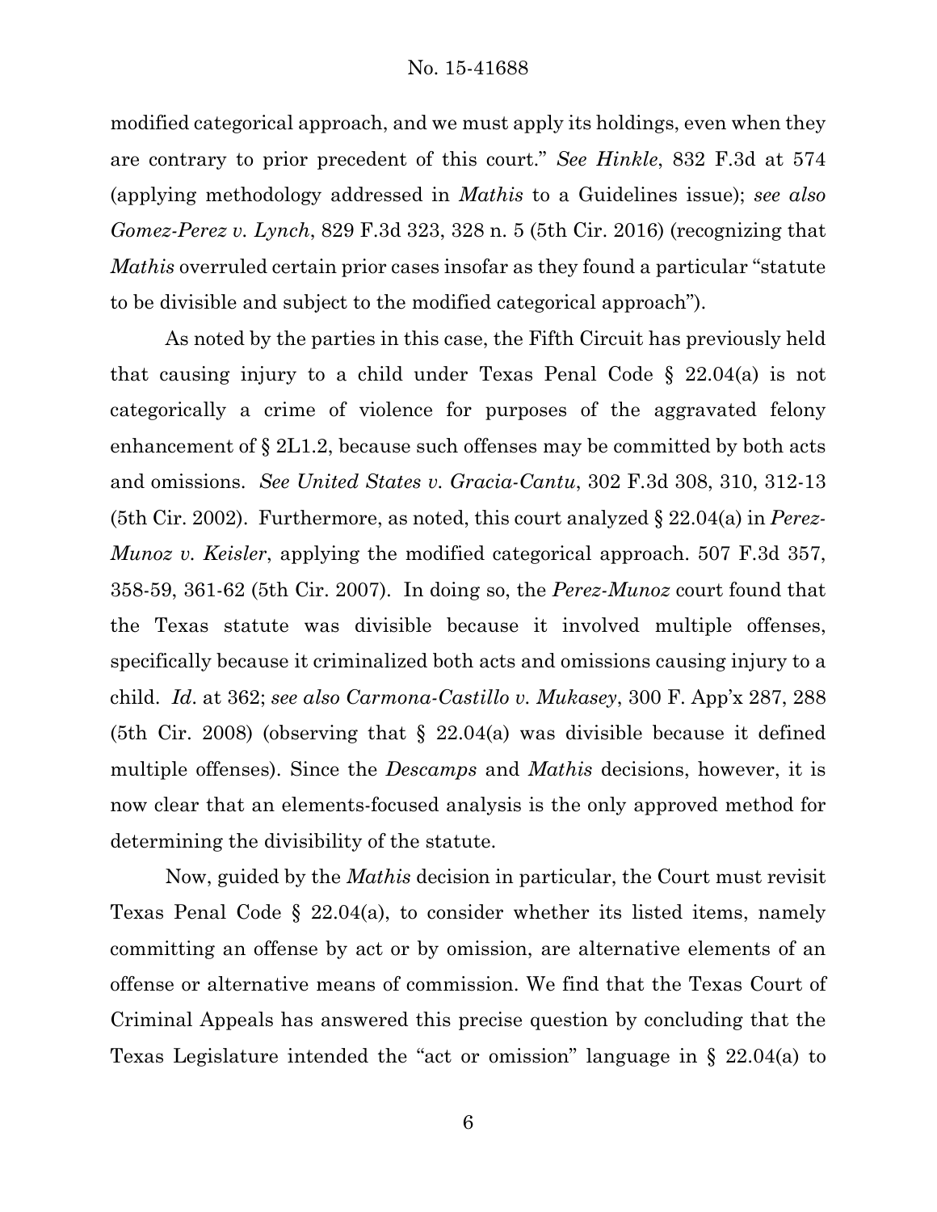modified categorical approach, and we must apply its holdings, even when they are contrary to prior precedent of this court." *See Hinkle*, 832 F.3d at 574 (applying methodology addressed in *Mathis* to a Guidelines issue); *see also Gomez-Perez v. Lynch*, 829 F.3d 323, 328 n. 5 (5th Cir. 2016) (recognizing that *Mathis* overruled certain prior cases insofar as they found a particular "statute to be divisible and subject to the modified categorical approach").

As noted by the parties in this case, the Fifth Circuit has previously held that causing injury to a child under Texas Penal Code § 22.04(a) is not categorically a crime of violence for purposes of the aggravated felony enhancement of § 2L1.2, because such offenses may be committed by both acts and omissions. *See United States v. Gracia-Cantu*, 302 F.3d 308, 310, 312-13 (5th Cir. 2002). Furthermore, as noted, this court analyzed § 22.04(a) in *Perez-Munoz v. Keisler*, applying the modified categorical approach. 507 F.3d 357, 358-59, 361-62 (5th Cir. 2007). In doing so, the *Perez-Munoz* court found that the Texas statute was divisible because it involved multiple offenses, specifically because it criminalized both acts and omissions causing injury to a child. *Id*. at 362; *see also Carmona-Castillo v. Mukasey*, 300 F. App'x 287, 288 (5th Cir. 2008) (observing that § 22.04(a) was divisible because it defined multiple offenses). Since the *Descamps* and *Mathis* decisions, however, it is now clear that an elements-focused analysis is the only approved method for determining the divisibility of the statute.

Now, guided by the *Mathis* decision in particular, the Court must revisit Texas Penal Code § 22.04(a), to consider whether its listed items, namely committing an offense by act or by omission, are alternative elements of an offense or alternative means of commission. We find that the Texas Court of Criminal Appeals has answered this precise question by concluding that the Texas Legislature intended the "act or omission" language in § 22.04(a) to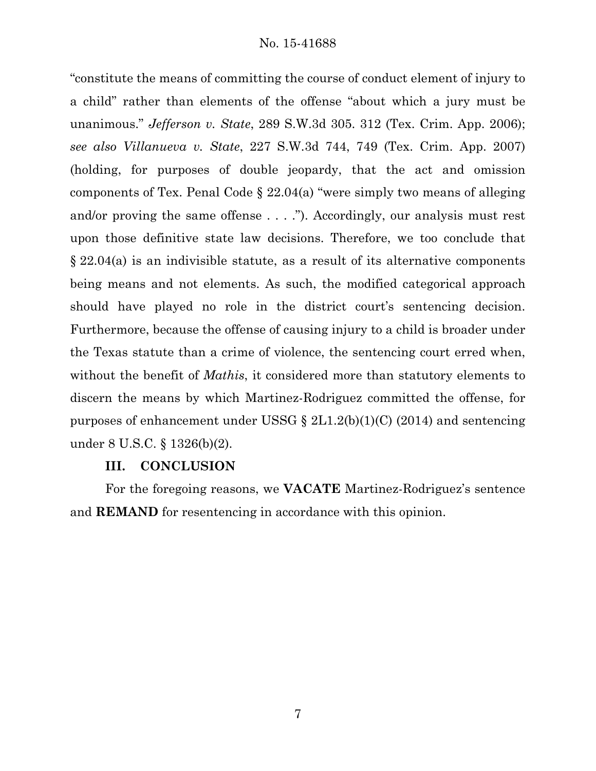"constitute the means of committing the course of conduct element of injury to a child" rather than elements of the offense "about which a jury must be unanimous." *Jefferson v. State*, 289 S.W.3d 305. 312 (Tex. Crim. App. 2006); *see also Villanueva v. State*, 227 S.W.3d 744, 749 (Tex. Crim. App. 2007) (holding, for purposes of double jeopardy, that the act and omission components of Tex. Penal Code § 22.04(a) "were simply two means of alleging and/or proving the same offense . . . ."). Accordingly, our analysis must rest upon those definitive state law decisions. Therefore, we too conclude that § 22.04(a) is an indivisible statute, as a result of its alternative components being means and not elements. As such, the modified categorical approach should have played no role in the district court's sentencing decision. Furthermore, because the offense of causing injury to a child is broader under the Texas statute than a crime of violence, the sentencing court erred when, without the benefit of *Mathis*, it considered more than statutory elements to discern the means by which Martinez-Rodriguez committed the offense, for purposes of enhancement under USSG § 2L1.2(b)(1)(C) (2014) and sentencing under 8 U.S.C. § 1326(b)(2).

## III. CONCLUSION

For the foregoing reasons, we **VACATE** Martinez-Rodriguez's sentence and **REMAND** for resentencing in accordance with this opinion.